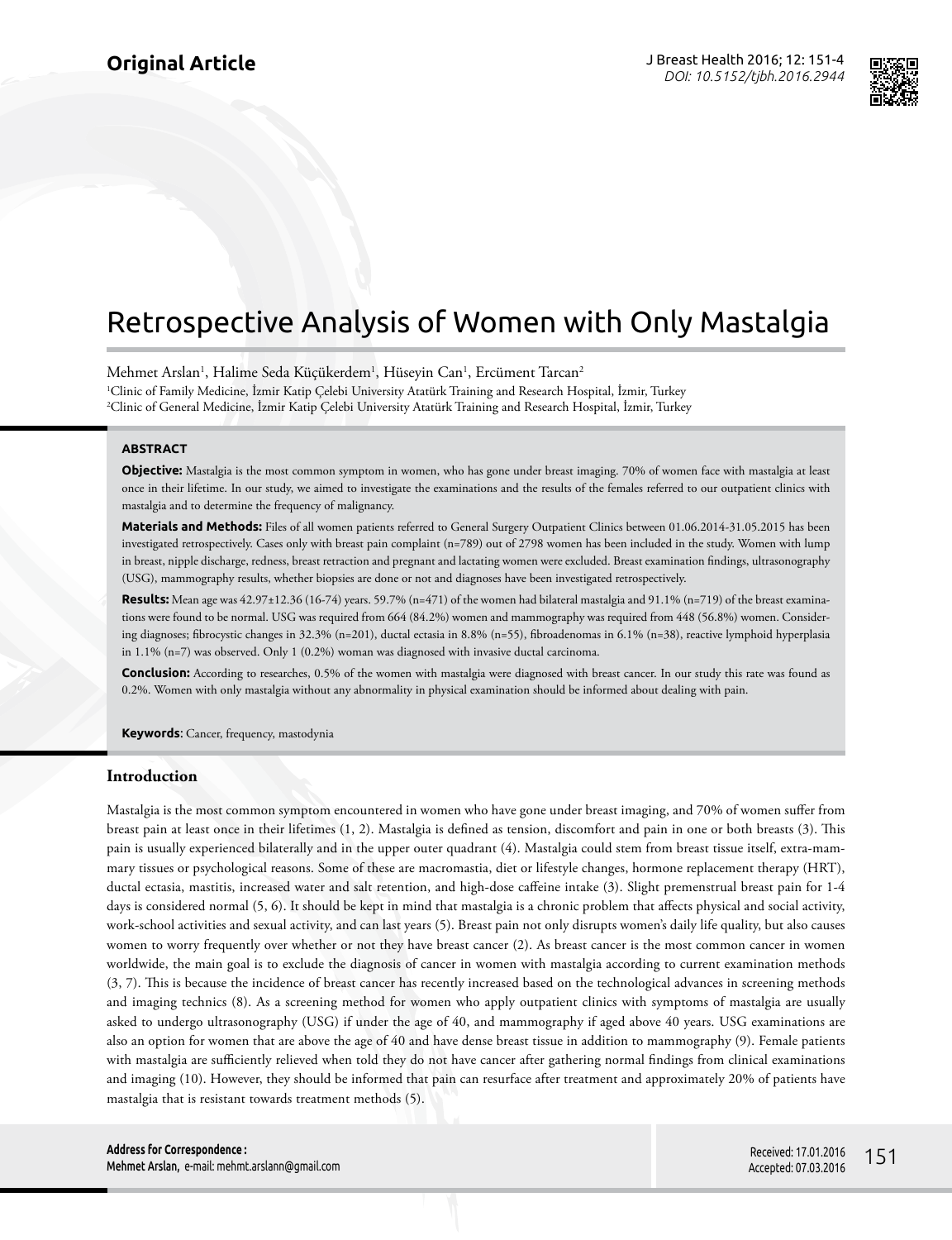Original Article

# Retrospective Analysis of Women with Only Mastalgia

Mehmet Arslan[1], Halime Seda Küçükerdem[1], Hüseyin Can[1], Ercüment Tarcan[2]

[1]Clinic of Family Medicine, İzmir Katip Çelebi University Atatürk Training and Research Hospital, İzmir, Turkey
[2]Clinic of General Medicine, İzmir Katip Çelebi University Atatürk Training and Research Hospital, İzmir, Turkey

## ABSTRACT

**Objective:** Mastalgia is the most common symptom in women, who has gone under breast imaging. 70% of women face with mastalgia at least once in their lifetime. In our study, we aimed to investigate the examinations and the results of the females referred to our outpatient clinics with mastalgia and to determine the frequency of malignancy.

**Materials and Methods:** Files of all women patients referred to General Surgery Outpatient Clinics between 01.06.2014-31.05.2015 has been investigated retrospectively. Cases only with breast pain complaint (n=789) out of 2798 women has been included in the study. Women with lump in breast, nipple discharge, redness, breast retraction and pregnant and lactating women were excluded. Breast examination findings, ultrasonography (USG), mammography results, whether biopsies are done or not and diagnoses have been investigated retrospectively.

**Results:** Mean age was 42.97±12.36 (16-74) years. 59.7% (n=471) of the women had bilateral mastalgia and 91.1% (n=719) of the breast examinations were found to be normal. USG was required from 664 (84.2%) women and mammography was required from 448 (56.8%) women. Considering diagnoses; fibrocystic changes in 32.3% (n=201), ductal ectasia in 8.8% (n=55), fibroadenomas in 6.1% (n=38), reactive lymphoid hyperplasia in 1.1% (n=7) was observed. Only 1 (0.2%) woman was diagnosed with invasive ductal carcinoma.

**Conclusion:** According to researches, 0.5% of the women with mastalgia were diagnosed with breast cancer. In our study this rate was found as 0.2%. Women with only mastalgia without any abnormality in physical examination should be informed about dealing with pain.

**Keywords**: Cancer, frequency, mastodynia

## Introduction

Mastalgia is the most common symptom encountered in women who have gone under breast imaging, and 70% of women suffer from breast pain at least once in their lifetimes (1, 2). Mastalgia is defined as tension, discomfort and pain in one or both breasts (3). This pain is usually experienced bilaterally and in the upper outer quadrant (4). Mastalgia could stem from breast tissue itself, extra-mammary tissues or psychological reasons. Some of these are macromastia, diet or lifestyle changes, hormone replacement therapy (HRT), ductal ectasia, mastitis, increased water and salt retention, and high-dose caffeine intake (3). Slight premenstrual breast pain for 1-4 days is considered normal (5, 6). It should be kept in mind that mastalgia is a chronic problem that affects physical and social activity, work-school activities and sexual activity, and can last years (5). Breast pain not only disrupts women's daily life quality, but also causes women to worry frequently over whether or not they have breast cancer (2). As breast cancer is the most common cancer in women worldwide, the main goal is to exclude the diagnosis of cancer in women with mastalgia according to current examination methods (3, 7). This is because the incidence of breast cancer has recently increased based on the technological advances in screening methods and imaging technics (8). As a screening method for women who apply outpatient clinics with symptoms of mastalgia are usually asked to undergo ultrasonography (USG) if under the age of 40, and mammography if aged above 40 years. USG examinations are also an option for women that are above the age of 40 and have dense breast tissue in addition to mammography (9). Female patients with mastalgia are sufficiently relieved when told they do not have cancer after gathering normal findings from clinical examinations and imaging (10). However, they should be informed that pain can resurface after treatment and approximately 20% of patients have mastalgia that is resistant towards treatment methods (5).

**Address for Correspondence :**
Mehmet Arslan, e-mail: mehmt.arslann@gmail.com

Received: 17.01.2016
Accepted: 07.03.2016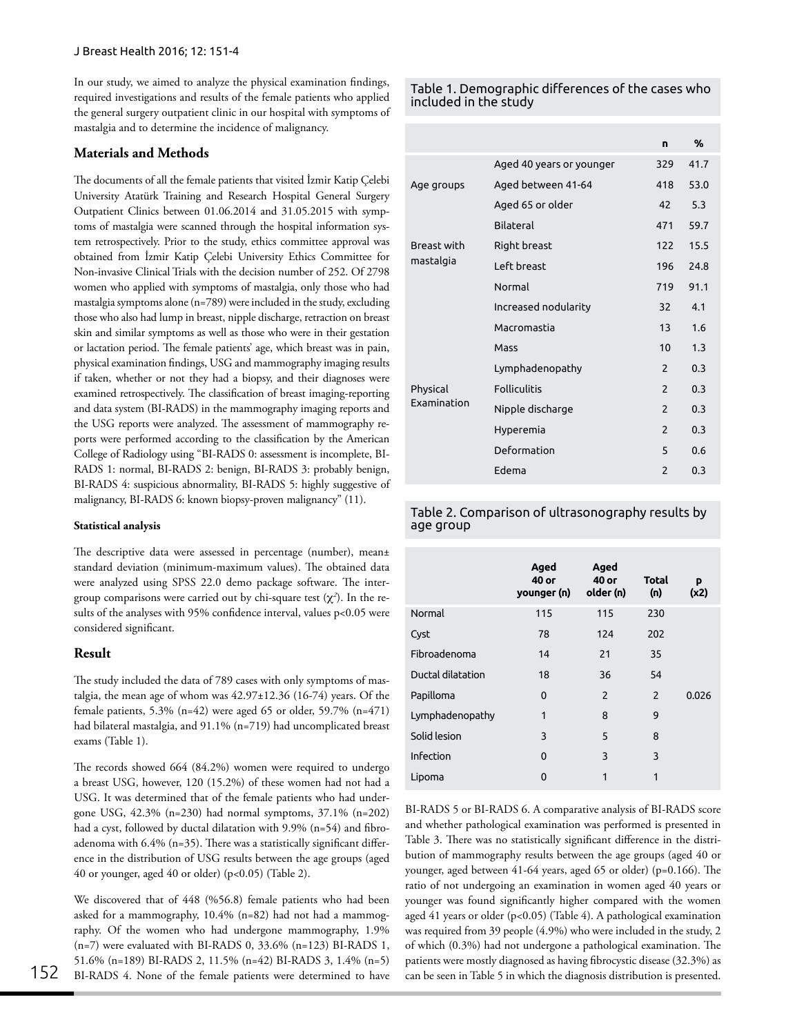In our study, we aimed to analyze the physical examination findings, required investigations and results of the female patients who applied the general surgery outpatient clinic in our hospital with symptoms of mastalgia and to determine the incidence of malignancy.

## Materials and Methods

The documents of all the female patients that visited İzmir Katip Çelebi University Atatürk Training and Research Hospital General Surgery Outpatient Clinics between 01.06.2014 and 31.05.2015 with symptoms of mastalgia were scanned through the hospital information system retrospectively. Prior to the study, ethics committee approval was obtained from İzmir Katip Çelebi University Ethics Committee for Non-invasive Clinical Trials with the decision number of 252. Of 2798 women who applied with symptoms of mastalgia, only those who had mastalgia symptoms alone (n=789) were included in the study, excluding those who also had lump in breast, nipple discharge, retraction on breast skin and similar symptoms as well as those who were in their gestation or lactation period. The female patients' age, which breast was in pain, physical examination findings, USG and mammography imaging results if taken, whether or not they had a biopsy, and their diagnoses were examined retrospectively. The classification of breast imaging-reporting and data system (BI-RADS) in the mammography imaging reports and the USG reports were analyzed. The assessment of mammography reports were performed according to the classification by the American College of Radiology using "BI-RADS 0: assessment is incomplete, BI-RADS 1: normal, BI-RADS 2: benign, BI-RADS 3: probably benign, BI-RADS 4: suspicious abnormality, BI-RADS 5: highly suggestive of malignancy, BI-RADS 6: known biopsy-proven malignancy" (11).

#### Statistical analysis

The descriptive data were assessed in percentage (number), mean± standard deviation (minimum-maximum values). The obtained data were analyzed using SPSS 22.0 demo package software. The intergroup comparisons were carried out by chi-square test ($\chi^2$). In the results of the analyses with 95% confidence interval, values $p<0.05$ were considered significant.

## Result

The study included the data of 789 cases with only symptoms of mastalgia, the mean age of whom was 42.97±12.36 (16-74) years. Of the female patients, 5.3% (n=42) were aged 65 or older, 59.7% (n=471) had bilateral mastalgia, and 91.1% (n=719) had uncomplicated breast exams (Table 1).

The records showed 664 (84.2%) women were required to undergo a breast USG, however, 120 (15.2%) of these women had not had a USG. It was determined that of the female patients who had undergone USG, 42.3% (n=230) had normal symptoms, 37.1% (n=202) had a cyst, followed by ductal dilatation with 9.9% (n=54) and fibroadenoma with 6.4% (n=35). There was a statistically significant difference in the distribution of USG results between the age groups (aged 40 or younger, aged 40 or older) ($p<0.05$) (Table 2).

We discovered that of 448 (%56.8) female patients who had been asked for a mammography, 10.4% (n=82) had not had a mammography. Of the women who had undergone mammography, 1.9% (n=7) were evaluated with BI-RADS 0, 33.6% (n=123) BI-RADS 1, 51.6% (n=189) BI-RADS 2, 11.5% (n=42) BI-RADS 3, 1.4% (n=5) BI-RADS 4. None of the female patients were determined to have BI-RADS 5 or BI-RADS 6. A comparative analysis of BI-RADS score and whether pathological examination was performed is presented in Table 3. There was no statistically significant difference in the distribution of mammography results between the age groups (aged 40 or younger, aged between 41-64 years, aged 65 or older) (p=0.166). The ratio of not undergoing an examination in women aged 40 years or younger was found significantly higher compared with the women aged 41 years or older ($p<0.05$) (Table 4). A pathological examination was required from 39 people (4.9%) who were included in the study, 2 of which (0.3%) had not undergone a pathological examination. The patients were mostly diagnosed as having fibrocystic disease (32.3%) as can be seen in Table 5 in which the diagnosis distribution is presented.

Table 1. Demographic differences of the cases who included in the study

| | | n | % |
|---|---|---|---|
| Age groups | Aged 40 years or younger | 329 | 41.7 |
| | Aged between 41-64 | 418 | 53.0 |
| | Aged 65 or older | 42 | 5.3 |
| Breast with mastalgia | Bilateral | 471 | 59.7 |
| | Right breast | 122 | 15.5 |
| | Left breast | 196 | 24.8 |
| Physical Examination | Normal | 719 | 91.1 |
| | Increased nodularity | 32 | 4.1 |
| | Macromastia | 13 | 1.6 |
| | Mass | 10 | 1.3 |
| | Lymphadenopathy | 2 | 0.3 |
| | Folliculitis | 2 | 0.3 |
| | Nipple discharge | 2 | 0.3 |
| | Hyperemia | 2 | 0.3 |
| | Deformation | 5 | 0.6 |
| | Edema | 2 | 0.3 |

Table 2. Comparison of ultrasonography results by age group

| | Aged 40 or younger (n) | Aged 40 or older (n) | Total (n) | p (x2) |
|---|---|---|---|---|
| Normal | 115 | 115 | 230 | |
| Cyst | 78 | 124 | 202 | |
| Fibroadenoma | 14 | 21 | 35 | |
| Ductal dilatation | 18 | 36 | 54 | |
| Papilloma | 0 | 2 | 2 | 0.026 |
| Lymphadenopathy | 1 | 8 | 9 | |
| Solid lesion | 3 | 5 | 8 | |
| Infection | 0 | 3 | 3 | |
| Lipoma | 0 | 1 | 1 | |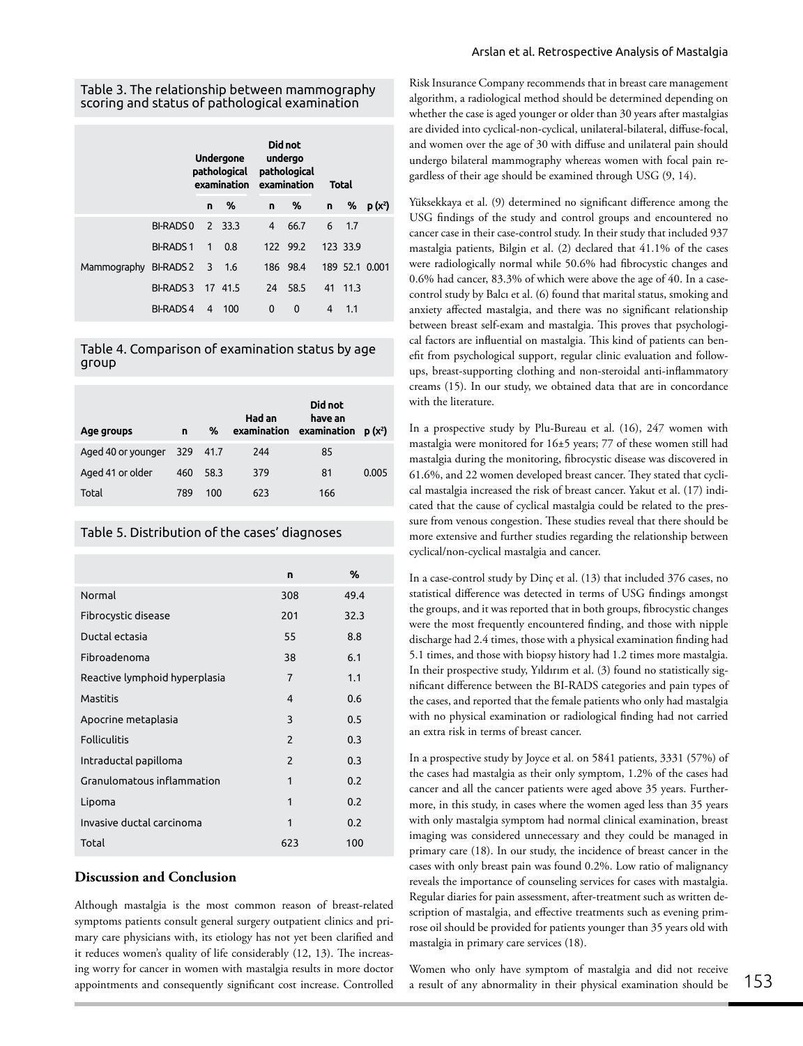Table 3. The relationship between mammography scoring and status of pathological examination

| | | Undergone pathological examination | | Did not undergo pathological examination | | Total | | |
|---|---|---|---|---|---|---|---|---|
| | | n | % | n | % | n | % | p ($x^2$) |
| Mammography | BI-RADS 0 | 2 | 33.3 | 4 | 66.7 | 6 | 1.7 | |
| | BI-RADS 1 | 1 | 0.8 | 122 | 99.2 | 123 | 33.9 | |
| | BI-RADS 2 | 3 | 1.6 | 186 | 98.4 | 189 | 52.1 | 0.001 |
| | BI-RADS 3 | 17 | 41.5 | 24 | 58.5 | 41 | 11.3 | |
| | BI-RADS 4 | 4 | 100 | 0 | 0 | 4 | 1.1 | |

Table 4. Comparison of examination status by age group

| Age groups | n | % | Had an examination | Did not have an examination | p ($x^2$) |
|---|---|---|---|---|---|
| Aged 40 or younger | 329 | 41.7 | 244 | 85 | |
| Aged 41 or older | 460 | 58.3 | 379 | 81 | 0.005 |
| Total | 789 | 100 | 623 | 166 | |

Table 5. Distribution of the cases' diagnoses

| | n | % |
|---|---|---|
| Normal | 308 | 49.4 |
| Fibrocystic disease | 201 | 32.3 |
| Ductal ectasia | 55 | 8.8 |
| Fibroadenoma | 38 | 6.1 |
| Reactive lymphoid hyperplasia | 7 | 1.1 |
| Mastitis | 4 | 0.6 |
| Apocrine metaplasia | 3 | 0.5 |
| Folliculitis | 2 | 0.3 |
| Intraductal papilloma | 2 | 0.3 |
| Granulomatous inflammation | 1 | 0.2 |
| Lipoma | 1 | 0.2 |
| Invasive ductal carcinoma | 1 | 0.2 |
| Total | 623 | 100 |

## Discussion and Conclusion

Although mastalgia is the most common reason of breast-related symptoms patients consult general surgery outpatient clinics and primary care physicians with, its etiology has not yet been clarified and it reduces women's quality of life considerably (12, 13). The increasing worry for cancer in women with mastalgia results in more doctor appointments and consequently significant cost increase. Controlled Risk Insurance Company recommends that in breast care management algorithm, a radiological method should be determined depending on whether the case is aged younger or older than 30 years after mastalgias are divided into cyclical-non-cyclical, unilateral-bilateral, diffuse-focal, and women over the age of 30 with diffuse and unilateral pain should undergo bilateral mammography whereas women with focal pain regardless of their age should be examined through USG (9, 14).

Yüksekkaya et al. (9) determined no significant difference among the USG findings of the study and control groups and encountered no cancer case in their case-control study. In their study that included 937 mastalgia patients, Bilgin et al. (2) declared that 41.1% of the cases were radiologically normal while 50.6% had fibrocystic changes and 0.6% had cancer, 83.3% of which were above the age of 40. In a case-control study by Balcı et al. (6) found that marital status, smoking and anxiety affected mastalgia, and there was no significant relationship between breast self-exam and mastalgia. This proves that psychological factors are influential on mastalgia. This kind of patients can benefit from psychological support, regular clinic evaluation and follow-ups, breast-supporting clothing and non-steroidal anti-inflammatory creams (15). In our study, we obtained data that are in concordance with the literature.

In a prospective study by Plu-Bureau et al. (16), 247 women with mastalgia were monitored for 16±5 years; 77 of these women still had mastalgia during the monitoring, fibrocystic disease was discovered in 61.6%, and 22 women developed breast cancer. They stated that cyclical mastalgia increased the risk of breast cancer. Yakut et al. (17) indicated that the cause of cyclical mastalgia could be related to the pressure from venous congestion. These studies reveal that there should be more extensive and further studies regarding the relationship between cyclical/non-cyclical mastalgia and cancer.

In a case-control study by Dinç et al. (13) that included 376 cases, no statistical difference was detected in terms of USG findings amongst the groups, and it was reported that in both groups, fibrocystic changes were the most frequently encountered finding, and those with nipple discharge had 2.4 times, those with a physical examination finding had 5.1 times, and those with biopsy history had 1.2 times more mastalgia. In their prospective study, Yıldırım et al. (3) found no statistically significant difference between the BI-RADS categories and pain types of the cases, and reported that the female patients who only had mastalgia with no physical examination or radiological finding had not carried an extra risk in terms of breast cancer.

In a prospective study by Joyce et al. on 5841 patients, 3331 (57%) of the cases had mastalgia as their only symptom, 1.2% of the cases had cancer and all the cancer patients were aged above 35 years. Furthermore, in this study, in cases where the women aged less than 35 years with only mastalgia symptom had normal clinical examination, breast imaging was considered unnecessary and they could be managed in primary care (18). In our study, the incidence of breast cancer in the cases with only breast pain was found 0.2%. Low ratio of malignancy reveals the importance of counseling services for cases with mastalgia. Regular diaries for pain assessment, after-treatment such as written description of mastalgia, and effective treatments such as evening primrose oil should be provided for patients younger than 35 years old with mastalgia in primary care services (18).

Women who only have symptom of mastalgia and did not receive a result of any abnormality in their physical examination should be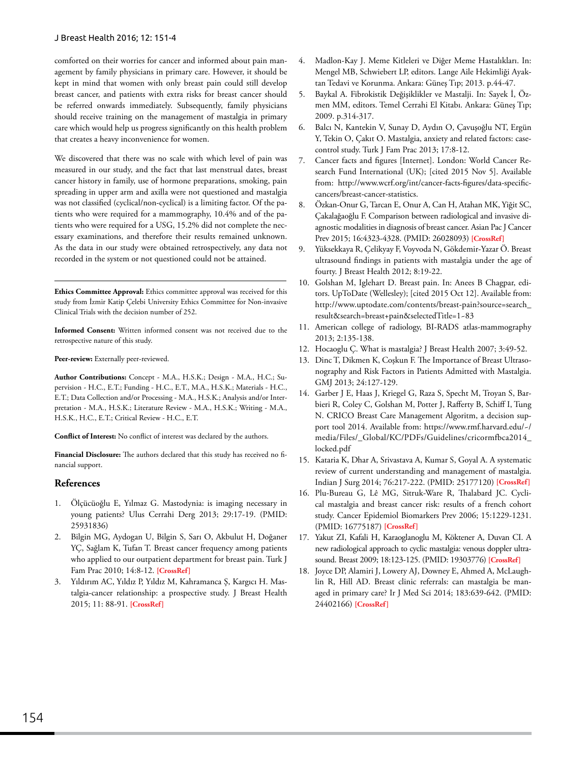comforted on their worries for cancer and informed about pain management by family physicians in primary care. However, it should be kept in mind that women with only breast pain could still develop breast cancer, and patients with extra risks for breast cancer should be referred onwards immediately. Subsequently, family physicians should receive training on the management of mastalgia in primary care which would help us progress significantly on this health problem that creates a heavy inconvenience for women.

We discovered that there was no scale with which level of pain was measured in our study, and the fact that last menstrual dates, breast cancer history in family, use of hormone preparations, smoking, pain spreading in upper arm and axilla were not questioned and mastalgia was not classified (cyclical/non-cyclical) is a limiting factor. Of the patients who were required for a mammography, 10.4% and of the patients who were required for a USG, 15.2% did not complete the necessary examinations, and therefore their results remained unknown. As the data in our study were obtained retrospectively, any data not recorded in the system or not questioned could not be attained.

---

**Ethics Committee Approval:** Ethics committee approval was received for this study from İzmir Katip Çelebi University Ethics Committee for Non-invasive Clinical Trials with the decision number of 252.

**Informed Consent:** Written informed consent was not received due to the retrospective nature of this study.

**Peer-review:** Externally peer-reviewed.

**Author Contributions:** Concept - M.A., H.S.K.; Design - M.A., H.C.; Supervision - H.C., E.T.; Funding - H.C., E.T., M.A., H.S.K.; Materials - H.C., E.T.; Data Collection and/or Processing - M.A., H.S.K.; Analysis and/or Interpretation - M.A., H.S.K.; Literature Review - M.A., H.S.K.; Writing - M.A., H.S.K., H.C., E.T.; Critical Review - H.C., E.T.

**Conflict of Interest:** No conflict of interest was declared by the authors.

**Financial Disclosure:** The authors declared that this study has received no financial support.

## References

1. Ölçücüoğlu E, Yılmaz G. Mastodynia: is imaging necessary in young patients? Ulus Cerrahi Derg 2013; 29:17-19. (PMID: 25931836)
2. Bilgin MG, Aydogan U, Bilgin S, Sarı O, Akbulut H, Doğaner YÇ, Sağlam K, Tufan T. Breast cancer frequency among patients who applied to our outpatient department for breast pain. Turk J Fam Prac 2010; 14:8-12. [CrossRef]
3. Yıldırım AC, Yıldız P, Yıldız M, Kahramanca Ş, Kargıcı H. Mastalgia-cancer relationship: a prospective study. J Breast Health 2015; 11: 88-91. [CrossRef]
4. Madlon-Kay J. Meme Kitleleri ve Diğer Meme Hastalıkları. In: Mengel MB, Schwiebert LP, editors. Lange Aile Hekimliği Ayaktan Tedavi ve Korunma. Ankara: Güneş Tıp; 2013. p.44-47.
5. Baykal A. Fibrokistik Değişiklikler ve Mastalji. In: Sayek İ, Özmen MM, editors. Temel Cerrahi El Kitabı. Ankara: Güneş Tıp; 2009. p.314-317.
6. Balcı N, Kantekin V, Sunay D, Aydın O, Çavuşoğlu NT, Ergün Y, Tekin O, Çakıt O. Mastalgia, anxiety and related factors: case-control study. Turk J Fam Prac 2013; 17:8-12.
7. Cancer facts and figures [Internet]. London: World Cancer Research Fund International (UK); [cited 2015 Nov 5]. Available from: http://www.wcrf.org/int/cancer-facts-figures/data-specific-cancers/breast-cancer-statistics.
8. Özkan-Onur G, Tarcan E, Onur A, Can H, Atahan MK, Yiğit SC, Çakalağaoğlu F. Comparison between radiological and invasive diagnostic modalities in diagnosis of breast cancer. Asian Pac J Cancer Prev 2015; 16:4323-4328. (PMID: 26028093) [CrossRef]
9. Yüksekkaya R, Çelikyay F, Voyvoda N, Gökdemir-Yazar Ö. Breast ultrasound findings in patients with mastalgia under the age of fourty. J Breast Health 2012; 8:19-22.
10. Golshan M, Iglehart D. Breast pain. In: Anees B Chagpar, editors. UpToDate (Wellesley); [cited 2015 Oct 12]. Available from: http://www.uptodate.com/contents/breast-pain?source=search_result&search=breast+pain&selectedTitle=1~83
11. American college of radiology, BI-RADS atlas-mammography 2013; 2:135-138.
12. Hocaoglu Ç. What is mastalgia? J Breast Health 2007; 3:49-52.
13. Dinc T, Dikmen K, Coşkun F. The Importance of Breast Ultrasonography and Risk Factors in Patients Admitted with Mastalgia. GMJ 2013; 24:127-129.
14. Garber J E, Haas J, Kriegel G, Raza S, Specht M, Troyan S, Barbieri R, Coley C, Golshan M, Potter J, Rafferty B, Schiff I, Tung N. CRICO Breast Care Management Algoritm, a decision support tool 2014. Available from: https://www.rmf.harvard.edu/~/media/Files/_Global/KC/PDFs/Guidelines/cricormfbca2014_locked.pdf
15. Kataria K, Dhar A, Srivastava A, Kumar S, Goyal A. A systematic review of current understanding and management of mastalgia. Indian J Surg 2014; 76:217-222. (PMID: 25177120) [CrossRef]
16. Plu-Bureau G, Lê MG, Sitruk-Ware R, Thalabard JC. Cyclical mastalgia and breast cancer risk: results of a french cohort study. Cancer Epidemiol Biomarkers Prev 2006; 15:1229-1231. (PMID: 16775187) [CrossRef]
17. Yakut ZI, Kafali H, Karaoglanoglu M, Köktener A, Duvan CI. A new radiological approach to cyclic mastalgia: venous doppler ultrasound. Breast 2009; 18:123-125. (PMID: 19303776) [CrossRef]
18. Joyce DP, Alamiri J, Lowery AJ, Downey E, Ahmed A, McLaughlin R, Hill AD. Breast clinic referrals: can mastalgia be managed in primary care? Ir J Med Sci 2014; 183:639-642. (PMID: 24402166) [CrossRef]